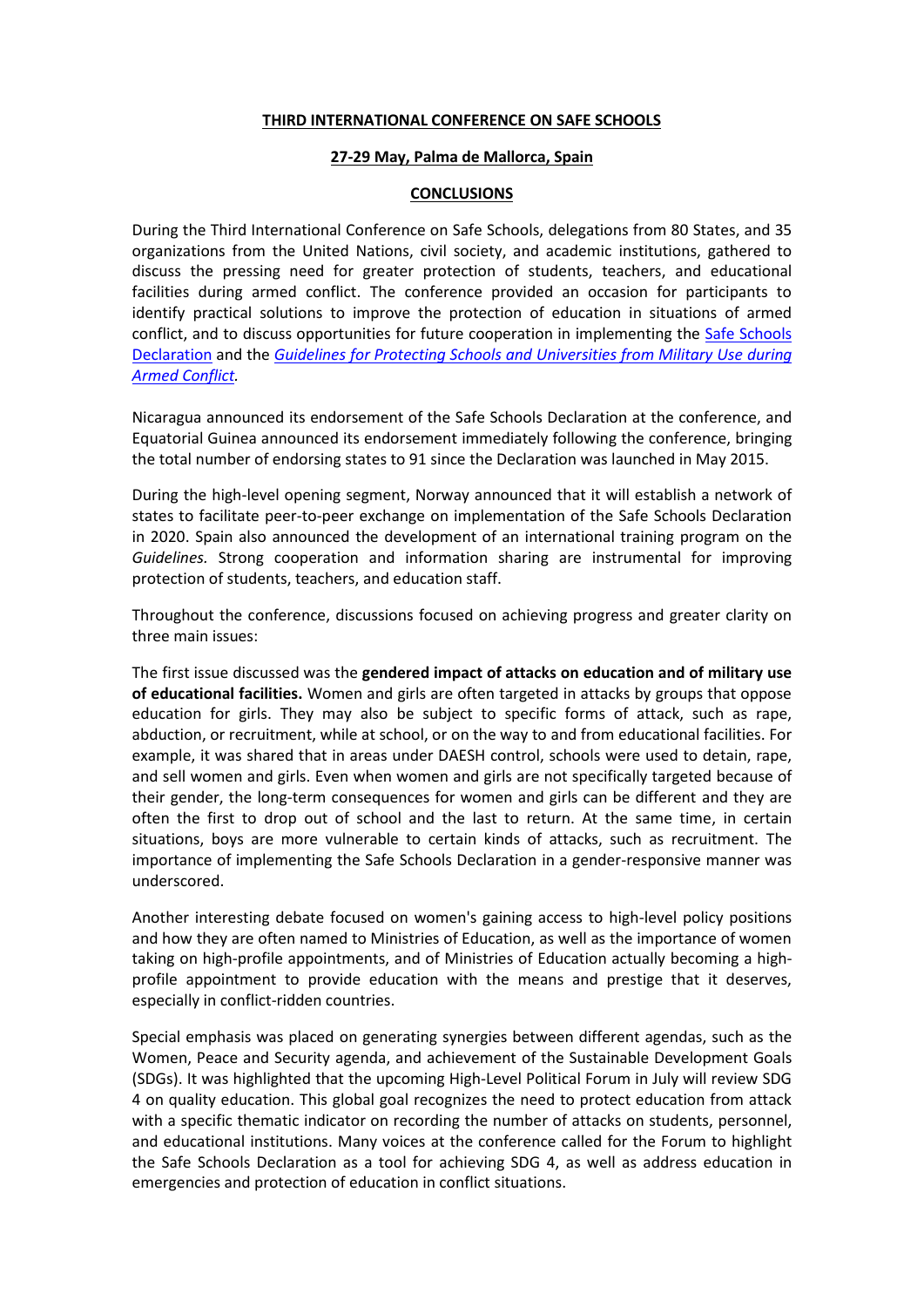# THIRD INTERNATIONAL CONFERENCE ON SAFE SCHOOLS

## 27-29 May, Palma de Mallorca, Spain

## CONCLUSIONS

During the Third International Conference on Safe Schools, delegations from 80 States, and 35 organizations from the United Nations, civil society, and academic institutions, gathered to discuss the pressing need for greater protection of students, teachers, and educational facilities during armed conflict. The conference provided an occasion for participants to identify practical solutions to improve the protection of education in situations of armed conflict, and to discuss opportunities for future cooperation in implementing the Safe Schools Declaration and the *Guidelines for Protecting Schools and Universities from Military Use during Armed Conflict.*

Nicaragua announced its endorsement of the Safe Schools Declaration at the conference, and Equatorial Guinea announced its endorsement immediately following the conference, bringing the total number of endorsing states to 91 since the Declaration was launched in May 2015.

During the high-level opening segment, Norway announced that it will establish a network of states to facilitate peer-to-peer exchange on implementation of the Safe Schools Declaration in 2020. Spain also announced the development of an international training program on the *Guidelines.* Strong cooperation and information sharing are instrumental for improving protection of students, teachers, and education staff.

Throughout the conference, discussions focused on achieving progress and greater clarity on three main issues:

The first issue discussed was the **gendered impact of attacks on education and of military use of educational facilities.** Women and girls are often targeted in attacks by groups that oppose education for girls. They may also be subject to specific forms of attack, such as rape, abduction, or recruitment, while at school, or on the way to and from educational facilities. For example, it was shared that in areas under DAESH control, schools were used to detain, rape, and sell women and girls. Even when women and girls are not specifically targeted because of their gender, the long-term consequences for women and girls can be different and they are often the first to drop out of school and the last to return. At the same time, in certain situations, boys are more vulnerable to certain kinds of attacks, such as recruitment. The importance of implementing the Safe Schools Declaration in a gender-responsive manner was underscored.

Another interesting debate focused on women's gaining access to high-level policy positions and how they are often named to Ministries of Education, as well as the importance of women taking on high-profile appointments, and of Ministries of Education actually becoming a high-profile appointment to provide education with the means and prestige that it deserves, especially in conflict-ridden countries.

Special emphasis was placed on generating synergies between different agendas, such as the Women, Peace and Security agenda, and achievement of the Sustainable Development Goals (SDGs). It was highlighted that the upcoming High-Level Political Forum in July will review SDG 4 on quality education. This global goal recognizes the need to protect education from attack with a specific thematic indicator on recording the number of attacks on students, personnel, and educational institutions. Many voices at the conference called for the Forum to highlight the Safe Schools Declaration as a tool for achieving SDG 4, as well as address education in emergencies and protection of education in conflict situations.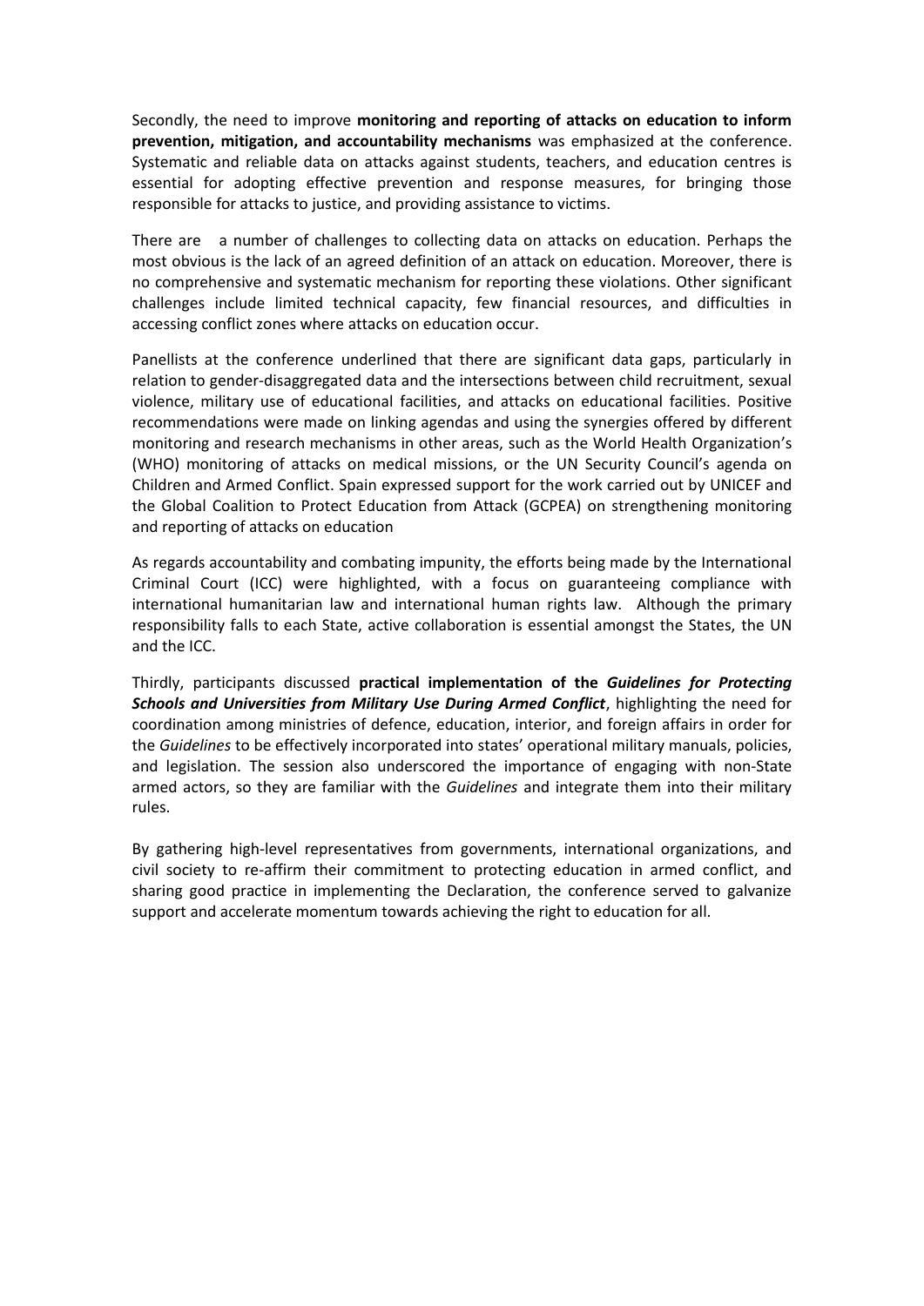Secondly, the need to improve **monitoring and reporting of attacks on education to inform prevention, mitigation, and accountability mechanisms** was emphasized at the conference. Systematic and reliable data on attacks against students, teachers, and education centres is essential for adopting effective prevention and response measures, for bringing those responsible for attacks to justice, and providing assistance to victims.

There are a number of challenges to collecting data on attacks on education. Perhaps the most obvious is the lack of an agreed definition of an attack on education. Moreover, there is no comprehensive and systematic mechanism for reporting these violations. Other significant challenges include limited technical capacity, few financial resources, and difficulties in accessing conflict zones where attacks on education occur.

Panellists at the conference underlined that there are significant data gaps, particularly in relation to gender-disaggregated data and the intersections between child recruitment, sexual violence, military use of educational facilities, and attacks on educational facilities. Positive recommendations were made on linking agendas and using the synergies offered by different monitoring and research mechanisms in other areas, such as the World Health Organization's (WHO) monitoring of attacks on medical missions, or the UN Security Council's agenda on Children and Armed Conflict. Spain expressed support for the work carried out by UNICEF and the Global Coalition to Protect Education from Attack (GCPEA) on strengthening monitoring and reporting of attacks on education

As regards accountability and combating impunity, the efforts being made by the International Criminal Court (ICC) were highlighted, with a focus on guaranteeing compliance with international humanitarian law and international human rights law. Although the primary responsibility falls to each State, active collaboration is essential amongst the States, the UN and the ICC.

Thirdly, participants discussed **practical implementation of the *Guidelines for Protecting Schools and Universities from Military Use During Armed Conflict***, highlighting the need for coordination among ministries of defence, education, interior, and foreign affairs in order for the *Guidelines* to be effectively incorporated into states' operational military manuals, policies, and legislation. The session also underscored the importance of engaging with non-State armed actors, so they are familiar with the *Guidelines* and integrate them into their military rules.

By gathering high-level representatives from governments, international organizations, and civil society to re-affirm their commitment to protecting education in armed conflict, and sharing good practice in implementing the Declaration, the conference served to galvanize support and accelerate momentum towards achieving the right to education for all.